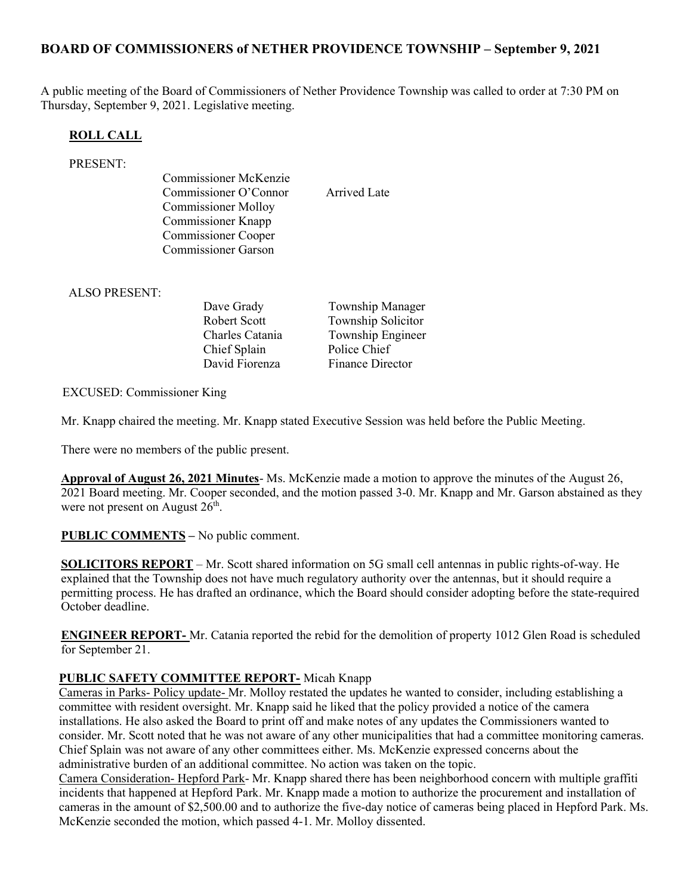## BOARD OF COMMISSIONERS of NETHER PROVIDENCE TOWNSHIP – September 9, 2021

A public meeting of the Board of Commissioners of Nether Providence Township was called to order at 7:30 PM on Thursday, September 9, 2021. Legislative meeting.

### ROLL CALL

PRESENT:

| | |
|---|---|
| Commissioner McKenzie | |
| Commissioner O'Connor | Arrived Late |
| Commissioner Molloy | |
| Commissioner Knapp | |
| Commissioner Cooper | |
| Commissioner Garson | |

ALSO PRESENT:

| | |
|---|---|
| Dave Grady | Township Manager |
| Robert Scott | Township Solicitor |
| Charles Catania | Township Engineer |
| Chief Splain | Police Chief |
| David Fiorenza | Finance Director |

EXCUSED: Commissioner King

Mr. Knapp chaired the meeting. Mr. Knapp stated Executive Session was held before the Public Meeting.

There were no members of the public present.

**Approval of August 26, 2021 Minutes**- Ms. McKenzie made a motion to approve the minutes of the August 26, 2021 Board meeting. Mr. Cooper seconded, and the motion passed 3-0. Mr. Knapp and Mr. Garson abstained as they were not present on August 26th.

**PUBLIC COMMENTS** – No public comment.

**SOLICITORS REPORT** – Mr. Scott shared information on 5G small cell antennas in public rights-of-way. He explained that the Township does not have much regulatory authority over the antennas, but it should require a permitting process. He has drafted an ordinance, which the Board should consider adopting before the state-required October deadline.

**ENGINEER REPORT-** Mr. Catania reported the rebid for the demolition of property 1012 Glen Road is scheduled for September 21.

**PUBLIC SAFETY COMMITTEE REPORT-** Micah Knapp

Cameras in Parks- Policy update- Mr. Molloy restated the updates he wanted to consider, including establishing a committee with resident oversight. Mr. Knapp said he liked that the policy provided a notice of the camera installations. He also asked the Board to print off and make notes of any updates the Commissioners wanted to consider. Mr. Scott noted that he was not aware of any other municipalities that had a committee monitoring cameras. Chief Splain was not aware of any other committees either. Ms. McKenzie expressed concerns about the administrative burden of an additional committee. No action was taken on the topic.

Camera Consideration- Hepford Park- Mr. Knapp shared there has been neighborhood concern with multiple graffiti incidents that happened at Hepford Park. Mr. Knapp made a motion to authorize the procurement and installation of cameras in the amount of $2,500.00 and to authorize the five-day notice of cameras being placed in Hepford Park. Ms. McKenzie seconded the motion, which passed 4-1. Mr. Molloy dissented.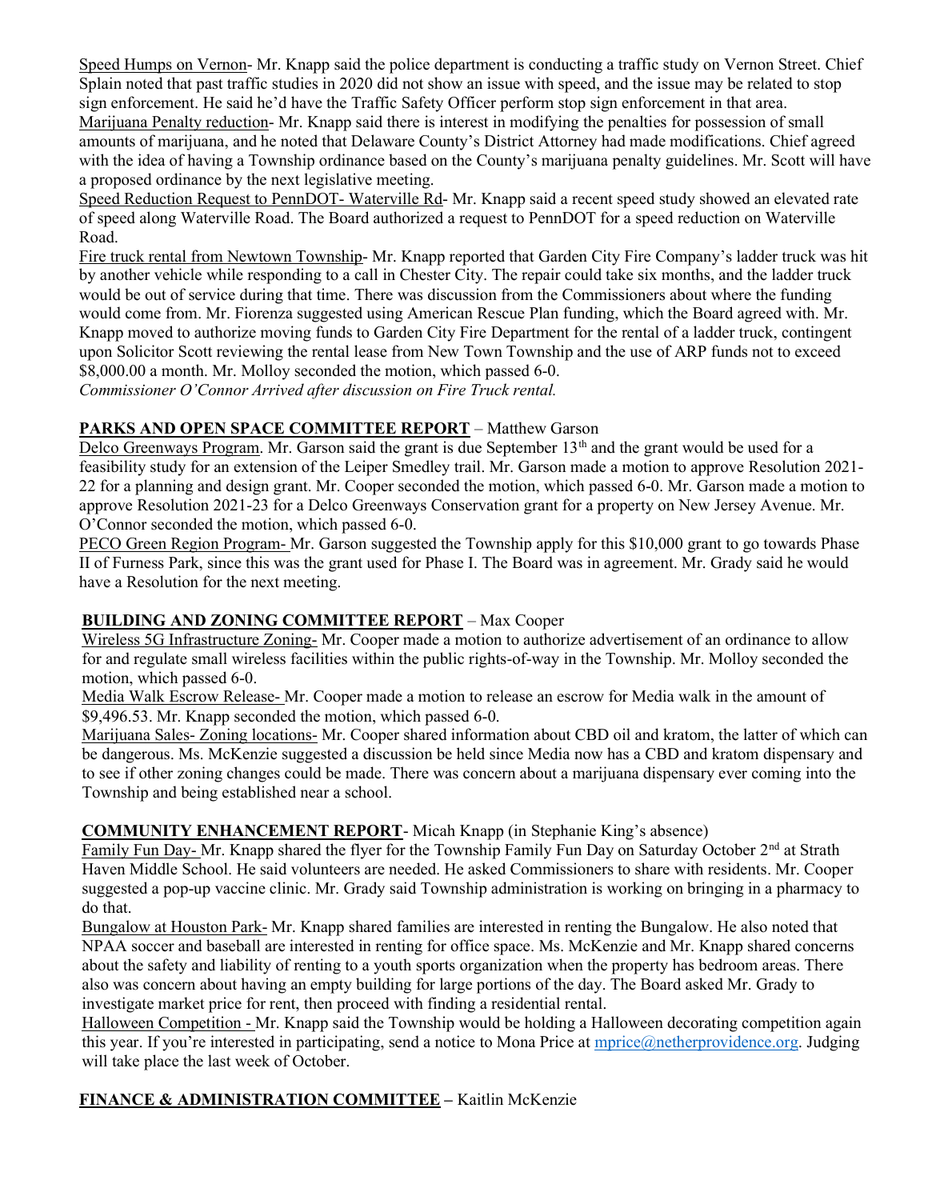Speed Humps on Vernon- Mr. Knapp said the police department is conducting a traffic study on Vernon Street. Chief Splain noted that past traffic studies in 2020 did not show an issue with speed, and the issue may be related to stop sign enforcement. He said he'd have the Traffic Safety Officer perform stop sign enforcement in that area.

Marijuana Penalty reduction- Mr. Knapp said there is interest in modifying the penalties for possession of small amounts of marijuana, and he noted that Delaware County's District Attorney had made modifications. Chief agreed with the idea of having a Township ordinance based on the County's marijuana penalty guidelines. Mr. Scott will have a proposed ordinance by the next legislative meeting.

Speed Reduction Request to PennDOT- Waterville Rd- Mr. Knapp said a recent speed study showed an elevated rate of speed along Waterville Road. The Board authorized a request to PennDOT for a speed reduction on Waterville Road.

Fire truck rental from Newtown Township- Mr. Knapp reported that Garden City Fire Company's ladder truck was hit by another vehicle while responding to a call in Chester City. The repair could take six months, and the ladder truck would be out of service during that time. There was discussion from the Commissioners about where the funding would come from. Mr. Fiorenza suggested using American Rescue Plan funding, which the Board agreed with. Mr. Knapp moved to authorize moving funds to Garden City Fire Department for the rental of a ladder truck, contingent upon Solicitor Scott reviewing the rental lease from New Town Township and the use of ARP funds not to exceed $8,000.00 a month. Mr. Molloy seconded the motion, which passed 6-0.

*Commissioner O'Connor Arrived after discussion on Fire Truck rental.*

## **PARKS AND OPEN SPACE COMMITTEE REPORT** – Matthew Garson

Delco Greenways Program. Mr. Garson said the grant is due September 13th and the grant would be used for a feasibility study for an extension of the Leiper Smedley trail. Mr. Garson made a motion to approve Resolution 2021-22 for a planning and design grant. Mr. Cooper seconded the motion, which passed 6-0. Mr. Garson made a motion to approve Resolution 2021-23 for a Delco Greenways Conservation grant for a property on New Jersey Avenue. Mr. O'Connor seconded the motion, which passed 6-0.

PECO Green Region Program- Mr. Garson suggested the Township apply for this $10,000 grant to go towards Phase II of Furness Park, since this was the grant used for Phase I. The Board was in agreement. Mr. Grady said he would have a Resolution for the next meeting.

## **BUILDING AND ZONING COMMITTEE REPORT** – Max Cooper

Wireless 5G Infrastructure Zoning- Mr. Cooper made a motion to authorize advertisement of an ordinance to allow for and regulate small wireless facilities within the public rights-of-way in the Township. Mr. Molloy seconded the motion, which passed 6-0.

Media Walk Escrow Release- Mr. Cooper made a motion to release an escrow for Media walk in the amount of $9,496.53. Mr. Knapp seconded the motion, which passed 6-0.

Marijuana Sales- Zoning locations- Mr. Cooper shared information about CBD oil and kratom, the latter of which can be dangerous. Ms. McKenzie suggested a discussion be held since Media now has a CBD and kratom dispensary and to see if other zoning changes could be made. There was concern about a marijuana dispensary ever coming into the Township and being established near a school.

## **COMMUNITY ENHANCEMENT REPORT**- Micah Knapp (in Stephanie King's absence)

Family Fun Day- Mr. Knapp shared the flyer for the Township Family Fun Day on Saturday October 2nd at Strath Haven Middle School. He said volunteers are needed. He asked Commissioners to share with residents. Mr. Cooper suggested a pop-up vaccine clinic. Mr. Grady said Township administration is working on bringing in a pharmacy to do that.

Bungalow at Houston Park- Mr. Knapp shared families are interested in renting the Bungalow. He also noted that NPAA soccer and baseball are interested in renting for office space. Ms. McKenzie and Mr. Knapp shared concerns about the safety and liability of renting to a youth sports organization when the property has bedroom areas. There also was concern about having an empty building for large portions of the day. The Board asked Mr. Grady to investigate market price for rent, then proceed with finding a residential rental.

Halloween Competition - Mr. Knapp said the Township would be holding a Halloween decorating competition again this year. If you're interested in participating, send a notice to Mona Price at mprice@netherprovidence.org. Judging will take place the last week of October.

## **FINANCE & ADMINISTRATION COMMITTEE** – Kaitlin McKenzie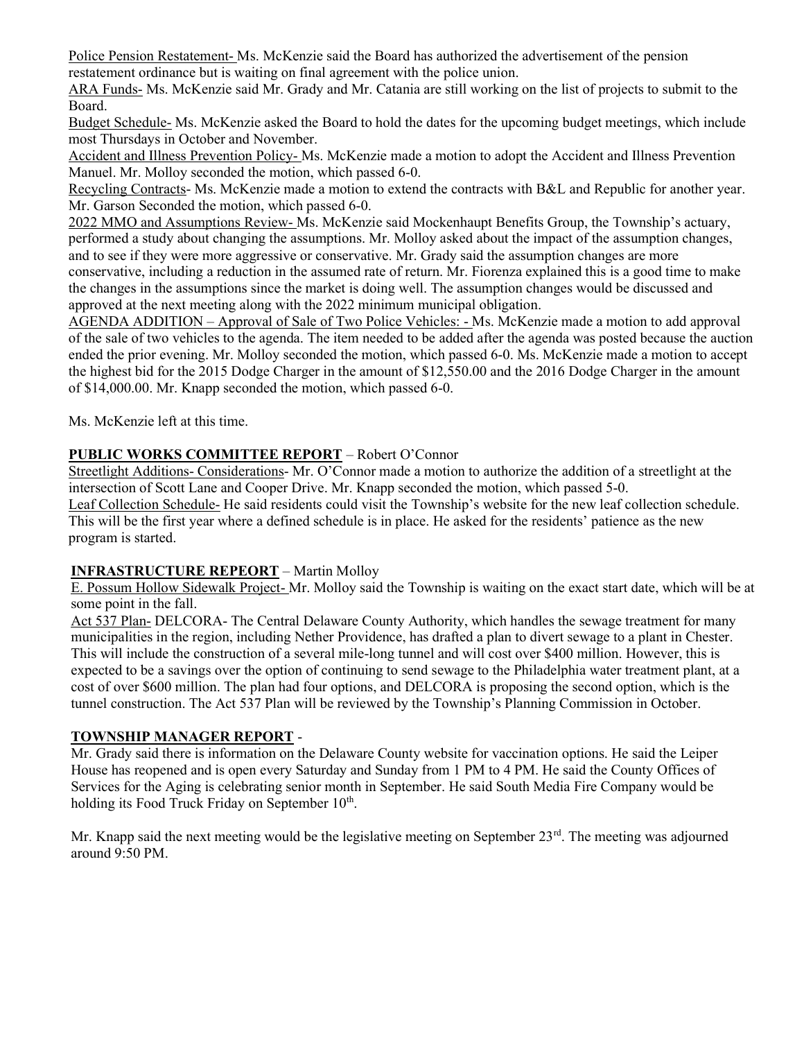Police Pension Restatement- Ms. McKenzie said the Board has authorized the advertisement of the pension restatement ordinance but is waiting on final agreement with the police union.

ARA Funds- Ms. McKenzie said Mr. Grady and Mr. Catania are still working on the list of projects to submit to the Board.

Budget Schedule- Ms. McKenzie asked the Board to hold the dates for the upcoming budget meetings, which include most Thursdays in October and November.

Accident and Illness Prevention Policy- Ms. McKenzie made a motion to adopt the Accident and Illness Prevention Manuel. Mr. Molloy seconded the motion, which passed 6-0.

Recycling Contracts- Ms. McKenzie made a motion to extend the contracts with B&L and Republic for another year. Mr. Garson Seconded the motion, which passed 6-0.

2022 MMO and Assumptions Review- Ms. McKenzie said Mockenhaupt Benefits Group, the Township's actuary, performed a study about changing the assumptions. Mr. Molloy asked about the impact of the assumption changes, and to see if they were more aggressive or conservative. Mr. Grady said the assumption changes are more conservative, including a reduction in the assumed rate of return. Mr. Fiorenza explained this is a good time to make the changes in the assumptions since the market is doing well. The assumption changes would be discussed and approved at the next meeting along with the 2022 minimum municipal obligation.

AGENDA ADDITION – Approval of Sale of Two Police Vehicles: - Ms. McKenzie made a motion to add approval of the sale of two vehicles to the agenda. The item needed to be added after the agenda was posted because the auction ended the prior evening. Mr. Molloy seconded the motion, which passed 6-0. Ms. McKenzie made a motion to accept the highest bid for the 2015 Dodge Charger in the amount of $12,550.00 and the 2016 Dodge Charger in the amount of $14,000.00. Mr. Knapp seconded the motion, which passed 6-0.

Ms. McKenzie left at this time.

## PUBLIC WORKS COMMITTEE REPORT – Robert O'Connor

Streetlight Additions- Considerations- Mr. O'Connor made a motion to authorize the addition of a streetlight at the intersection of Scott Lane and Cooper Drive. Mr. Knapp seconded the motion, which passed 5-0.

Leaf Collection Schedule- He said residents could visit the Township's website for the new leaf collection schedule. This will be the first year where a defined schedule is in place. He asked for the residents' patience as the new program is started.

## INFRASTRUCTURE REPEORT – Martin Molloy

E. Possum Hollow Sidewalk Project- Mr. Molloy said the Township is waiting on the exact start date, which will be at some point in the fall.

Act 537 Plan- DELCORA- The Central Delaware County Authority, which handles the sewage treatment for many municipalities in the region, including Nether Providence, has drafted a plan to divert sewage to a plant in Chester. This will include the construction of a several mile-long tunnel and will cost over $400 million. However, this is expected to be a savings over the option of continuing to send sewage to the Philadelphia water treatment plant, at a cost of over $600 million. The plan had four options, and DELCORA is proposing the second option, which is the tunnel construction. The Act 537 Plan will be reviewed by the Township's Planning Commission in October.

## TOWNSHIP MANAGER REPORT -

Mr. Grady said there is information on the Delaware County website for vaccination options. He said the Leiper House has reopened and is open every Saturday and Sunday from 1 PM to 4 PM. He said the County Offices of Services for the Aging is celebrating senior month in September. He said South Media Fire Company would be holding its Food Truck Friday on September 10th.

Mr. Knapp said the next meeting would be the legislative meeting on September 23rd. The meeting was adjourned around 9:50 PM.